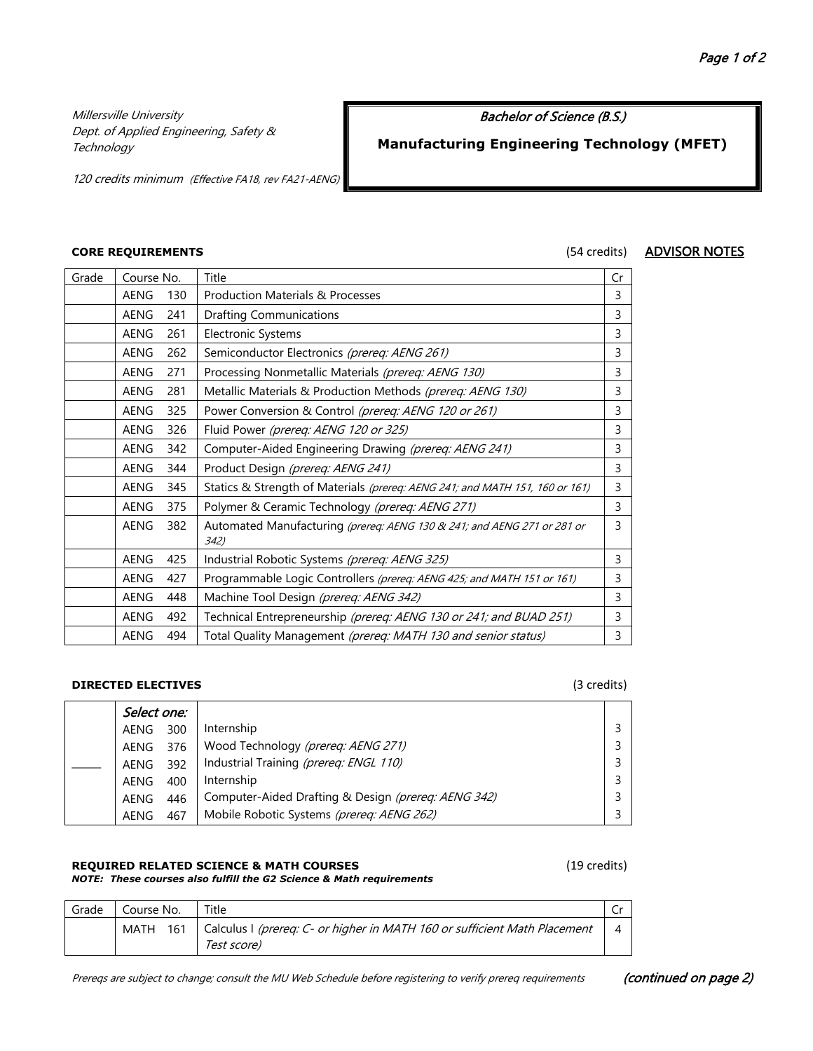*Millersville University*
*Dept. of Applied Engineering, Safety & Technology*

*120 credits minimum (Effective FA18, rev FA21-AENG)*

# *Bachelor of Science (B.S.)*

# Manufacturing Engineering Technology (MFET)

**CORE REQUIREMENTS** (54 credits) ADVISOR NOTES

| Grade | Course No. | Title | Cr |
|---|---|---|---|
| | AENG 130 | Production Materials & Processes | 3 |
| | AENG 241 | Drafting Communications | 3 |
| | AENG 261 | Electronic Systems | 3 |
| | AENG 262 | Semiconductor Electronics *(prereq: AENG 261)* | 3 |
| | AENG 271 | Processing Nonmetallic Materials *(prereq: AENG 130)* | 3 |
| | AENG 281 | Metallic Materials & Production Methods *(prereq: AENG 130)* | 3 |
| | AENG 325 | Power Conversion & Control *(prereq: AENG 120 or 261)* | 3 |
| | AENG 326 | Fluid Power *(prereq: AENG 120 or 325)* | 3 |
| | AENG 342 | Computer-Aided Engineering Drawing *(prereq: AENG 241)* | 3 |
| | AENG 344 | Product Design *(prereq: AENG 241)* | 3 |
| | AENG 345 | Statics & Strength of Materials *(prereq: AENG 241; and MATH 151, 160 or 161)* | 3 |
| | AENG 375 | Polymer & Ceramic Technology *(prereq: AENG 271)* | 3 |
| | AENG 382 | Automated Manufacturing *(prereq: AENG 130 & 241; and AENG 271 or 281 or 342)* | 3 |
| | AENG 425 | Industrial Robotic Systems *(prereq: AENG 325)* | 3 |
| | AENG 427 | Programmable Logic Controllers *(prereq: AENG 425; and MATH 151 or 161)* | 3 |
| | AENG 448 | Machine Tool Design *(prereq: AENG 342)* | 3 |
| | AENG 492 | Technical Entrepreneurship *(prereq: AENG 130 or 241; and BUAD 251)* | 3 |
| | AENG 494 | Total Quality Management *(prereq: MATH 130 and senior status)* | 3 |

**DIRECTED ELECTIVES** (3 credits)

| Grade | Course No. | Title | Cr |
|---|---|---|---|
| _____ | *Select one:* | | |
| | AENG 300 | Internship | 3 |
| | AENG 376 | Wood Technology *(prereq: AENG 271)* | 3 |
| | AENG 392 | Industrial Training *(prereq: ENGL 110)* | 3 |
| | AENG 400 | Internship | 3 |
| | AENG 446 | Computer-Aided Drafting & Design *(prereq: AENG 342)* | 3 |
| | AENG 467 | Mobile Robotic Systems *(prereq: AENG 262)* | 3 |

**REQUIRED RELATED SCIENCE & MATH COURSES** (19 credits)
***NOTE: These courses also fulfill the G2 Science & Math requirements***

| Grade | Course No. | Title | Cr |
|---|---|---|---|
| | MATH 161 | Calculus I *(prereq: C- or higher in MATH 160 or sufficient Math Placement Test score)* | 4 |

*Prereqs are subject to change; consult the MU Web Schedule before registering to verify prereq requirements* ***(continued on page 2)***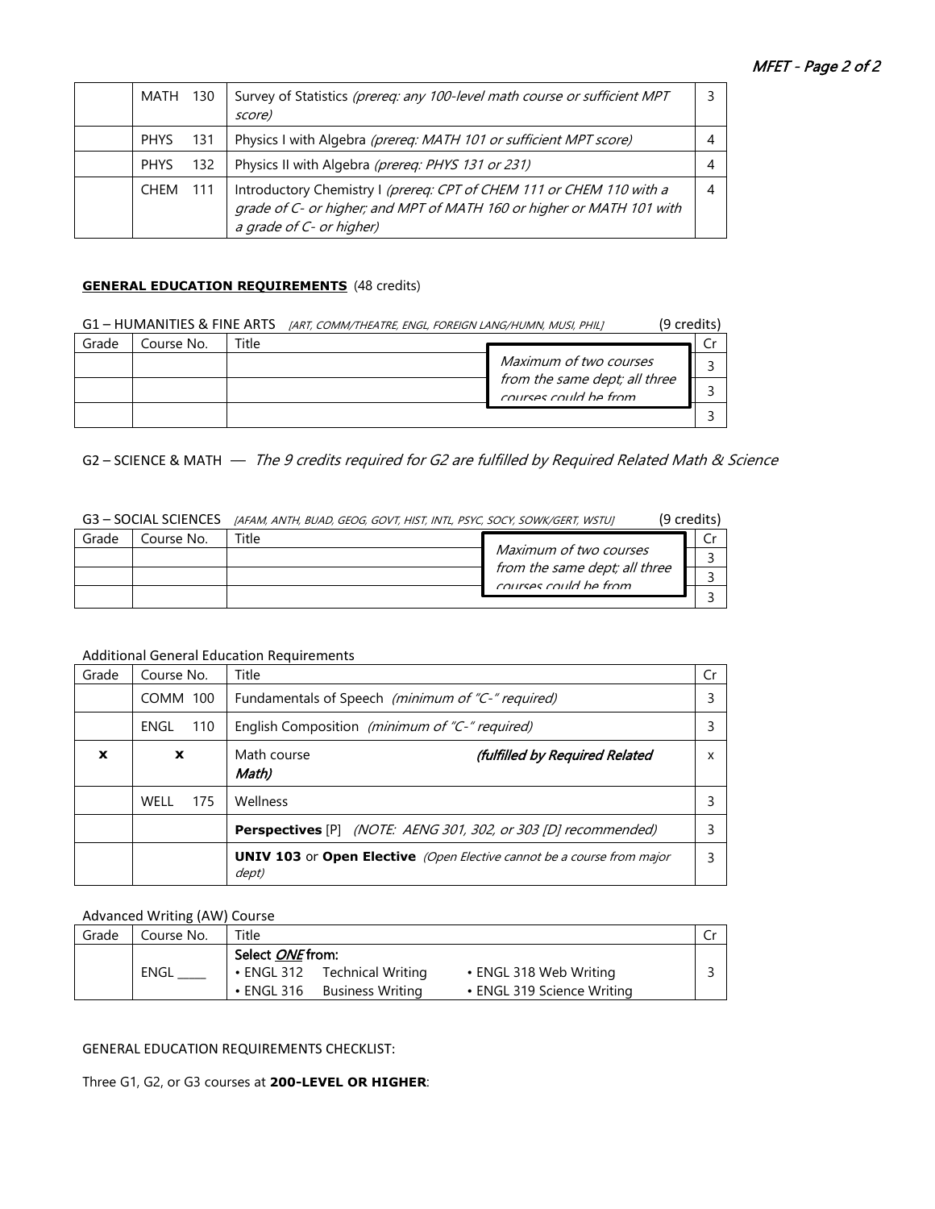| | Course No. | Title | Cr |
|---|---|---|---|
| | MATH 130 | Survey of Statistics *(prereq: any 100-level math course or sufficient MPT score)* | 3 |
| | PHYS 131 | Physics I with Algebra *(prereq: MATH 101 or sufficient MPT score)* | 4 |
| | PHYS 132 | Physics II with Algebra *(prereq: PHYS 131 or 231)* | 4 |
| | CHEM 111 | Introductory Chemistry I *(prereq: CPT of CHEM 111 or CHEM 110 with a grade of C- or higher; and MPT of MATH 160 or higher or MATH 101 with a grade of C- or higher)* | 4 |

**GENERAL EDUCATION REQUIREMENTS** (48 credits)

G1 – HUMANITIES & FINE ARTS *[ART, COMM/THEATRE, ENGL, FOREIGN LANG/HUMN, MUSI, PHIL]* (9 credits)

| Grade | Course No. | Title | Cr |
|---|---|---|---|
| | | *Maximum of two courses from the same dept; all three courses could be from* | 3 |
| | | | 3 |
| | | | 3 |

G2 – SCIENCE & MATH — *The 9 credits required for G2 are fulfilled by Required Related Math & Science*

G3 – SOCIAL SCIENCES *[AFAM, ANTH, BUAD, GEOG, GOVT, HIST, INTL, PSYC, SOCY, SOWK/GERT, WSTU]* (9 credits)

| Grade | Course No. | Title | Cr |
|---|---|---|---|
| | | *Maximum of two courses from the same dept; all three courses could be from* | 3 |
| | | | 3 |
| | | | 3 |

Additional General Education Requirements

| Grade | Course No. | Title | Cr |
|---|---|---|---|
| | COMM 100 | Fundamentals of Speech *(minimum of "C-" required)* | 3 |
| | ENGL 110 | English Composition *(minimum of "C-" required)* | 3 |
| **x** | **x** | Math course ***(fulfilled by Required Related Math)*** | x |
| | WELL 175 | Wellness | 3 |
| | | **Perspectives** [P] *(NOTE: AENG 301, 302, or 303 [D] recommended)* | 3 |
| | | **UNIV 103** or **Open Elective** *(Open Elective cannot be a course from major dept)* | 3 |

Advanced Writing (AW) Course

| Grade | Course No. | Title | Cr |
|---|---|---|---|
| | ENGL ____ | Select *ONE* from:<br>• ENGL 312 Technical Writing<br>• ENGL 316 Business Writing<br>• ENGL 318 Web Writing<br>• ENGL 319 Science Writing | 3 |

GENERAL EDUCATION REQUIREMENTS CHECKLIST:

Three G1, G2, or G3 courses at **200-LEVEL OR HIGHER**: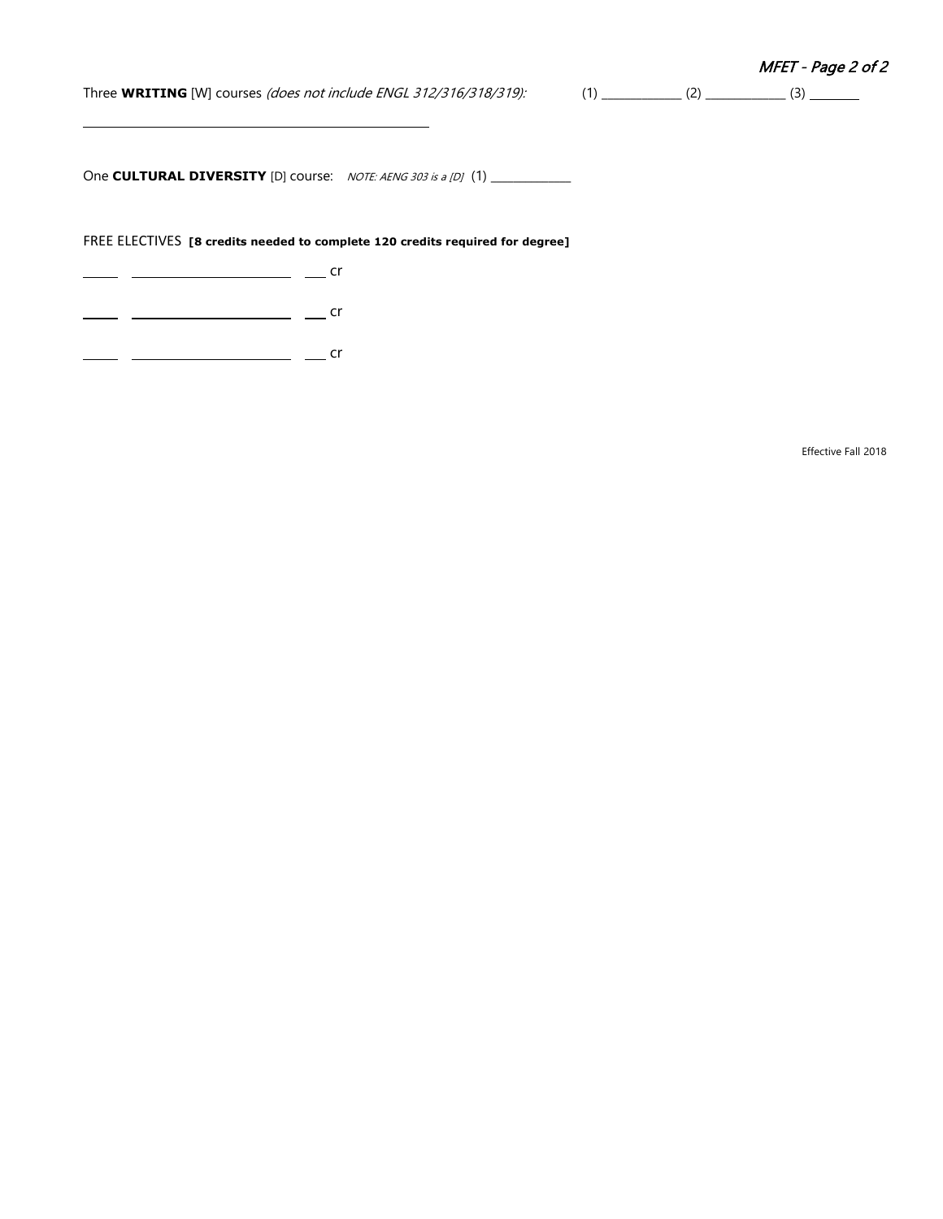Three **WRITING** [W] courses *(does not include ENGL 312/316/318/319):* (1) ____________ (2) ____________ (3) ________

____________________________________________________

One **CULTURAL DIVERSITY** [D] course: *NOTE: AENG 303 is a [D]* (1) ____________

FREE ELECTIVES **[8 credits needed to complete 120 credits required for degree]**

_____ ______________________ ___ cr

_____ ______________________ ___ cr

_____ ______________________ ___ cr

Effective Fall 2018